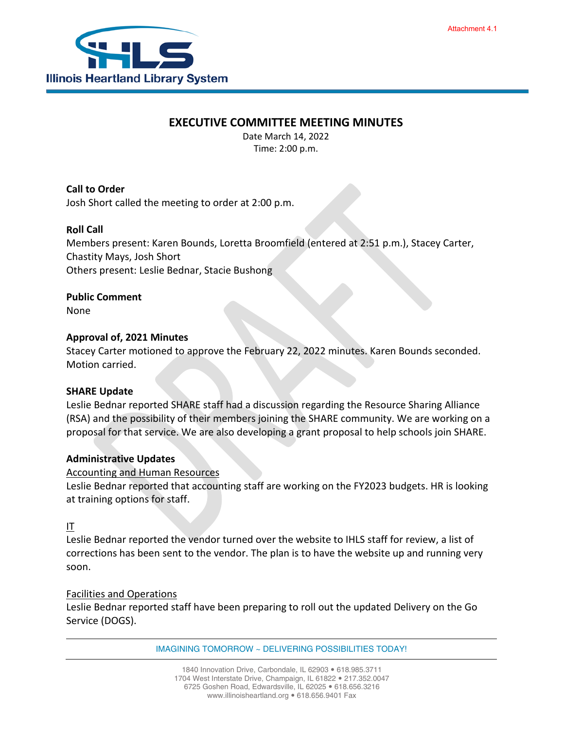Attachment 4.1

Illinois Heartland Library System

# EXECUTIVE COMMITTEE MEETING MINUTES

Date March 14, 2022
Time: 2:00 p.m.

**Call to Order**
Josh Short called the meeting to order at 2:00 p.m.

**Roll Call**
Members present: Karen Bounds, Loretta Broomfield (entered at 2:51 p.m.), Stacey Carter, Chastity Mays, Josh Short
Others present: Leslie Bednar, Stacie Bushong

**Public Comment**
None

**Approval of, 2021 Minutes**
Stacey Carter motioned to approve the February 22, 2022 minutes. Karen Bounds seconded. Motion carried.

**SHARE Update**
Leslie Bednar reported SHARE staff had a discussion regarding the Resource Sharing Alliance (RSA) and the possibility of their members joining the SHARE community. We are working on a proposal for that service. We are also developing a grant proposal to help schools join SHARE.

**Administrative Updates**

Accounting and Human Resources
Leslie Bednar reported that accounting staff are working on the FY2023 budgets. HR is looking at training options for staff.

IT
Leslie Bednar reported the vendor turned over the website to IHLS staff for review, a list of corrections has been sent to the vendor. The plan is to have the website up and running very soon.

Facilities and Operations
Leslie Bednar reported staff have been preparing to roll out the updated Delivery on the Go Service (DOGS).

IMAGINING TOMORROW ~ DELIVERING POSSIBILITIES TODAY!

1840 Innovation Drive, Carbondale, IL 62903 • 618.985.3711
1704 West Interstate Drive, Champaign, IL 61822 • 217.352.0047
6725 Goshen Road, Edwardsville, IL 62025 • 618.656.3216
www.illinoisheartland.org • 618.656.9401 Fax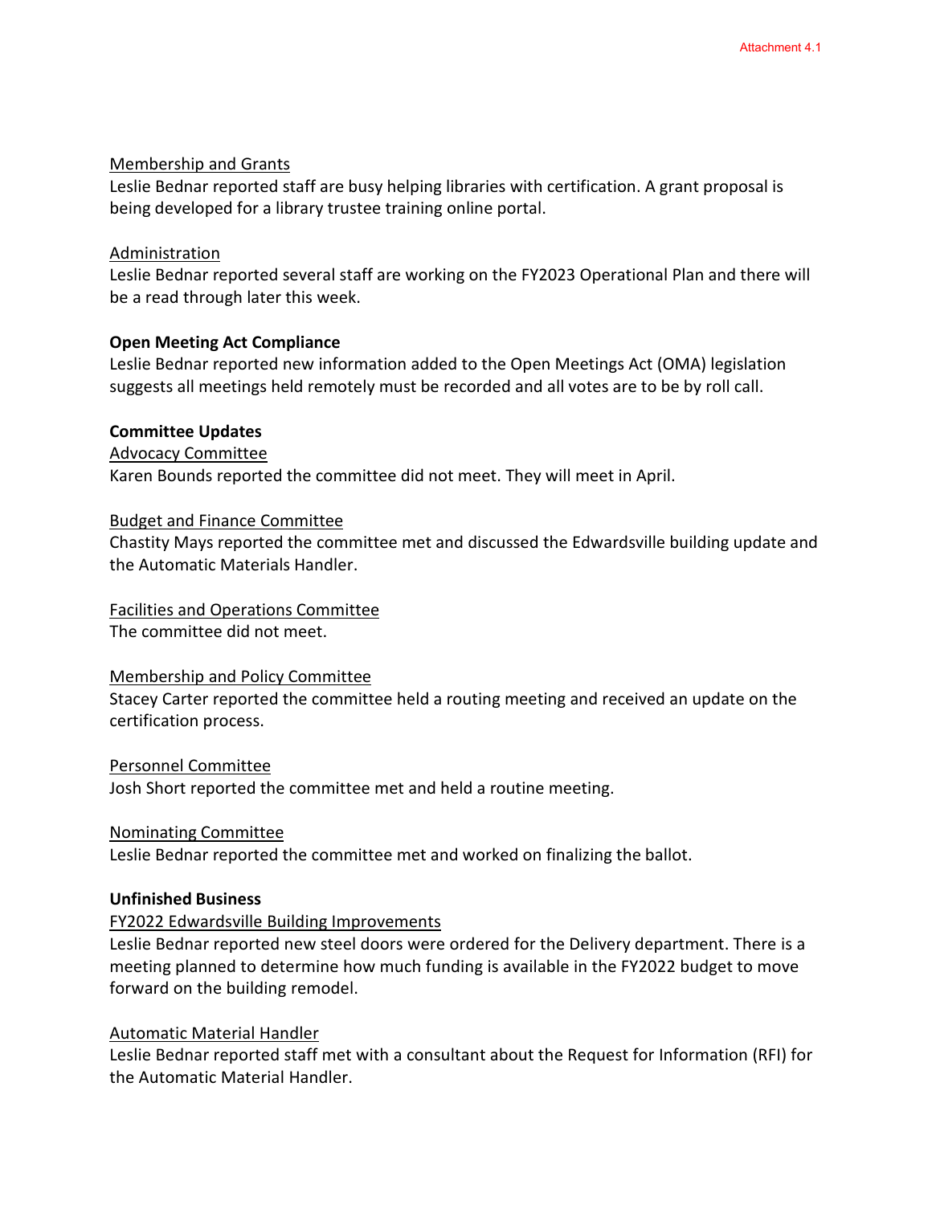Membership and Grants

Leslie Bednar reported staff are busy helping libraries with certification. A grant proposal is being developed for a library trustee training online portal.

Administration

Leslie Bednar reported several staff are working on the FY2023 Operational Plan and there will be a read through later this week.

**Open Meeting Act Compliance**

Leslie Bednar reported new information added to the Open Meetings Act (OMA) legislation suggests all meetings held remotely must be recorded and all votes are to be by roll call.

**Committee Updates**

Advocacy Committee

Karen Bounds reported the committee did not meet. They will meet in April.

Budget and Finance Committee

Chastity Mays reported the committee met and discussed the Edwardsville building update and the Automatic Materials Handler.

Facilities and Operations Committee

The committee did not meet.

Membership and Policy Committee

Stacey Carter reported the committee held a routing meeting and received an update on the certification process.

Personnel Committee

Josh Short reported the committee met and held a routine meeting.

Nominating Committee

Leslie Bednar reported the committee met and worked on finalizing the ballot.

**Unfinished Business**

FY2022 Edwardsville Building Improvements

Leslie Bednar reported new steel doors were ordered for the Delivery department. There is a meeting planned to determine how much funding is available in the FY2022 budget to move forward on the building remodel.

Automatic Material Handler

Leslie Bednar reported staff met with a consultant about the Request for Information (RFI) for the Automatic Material Handler.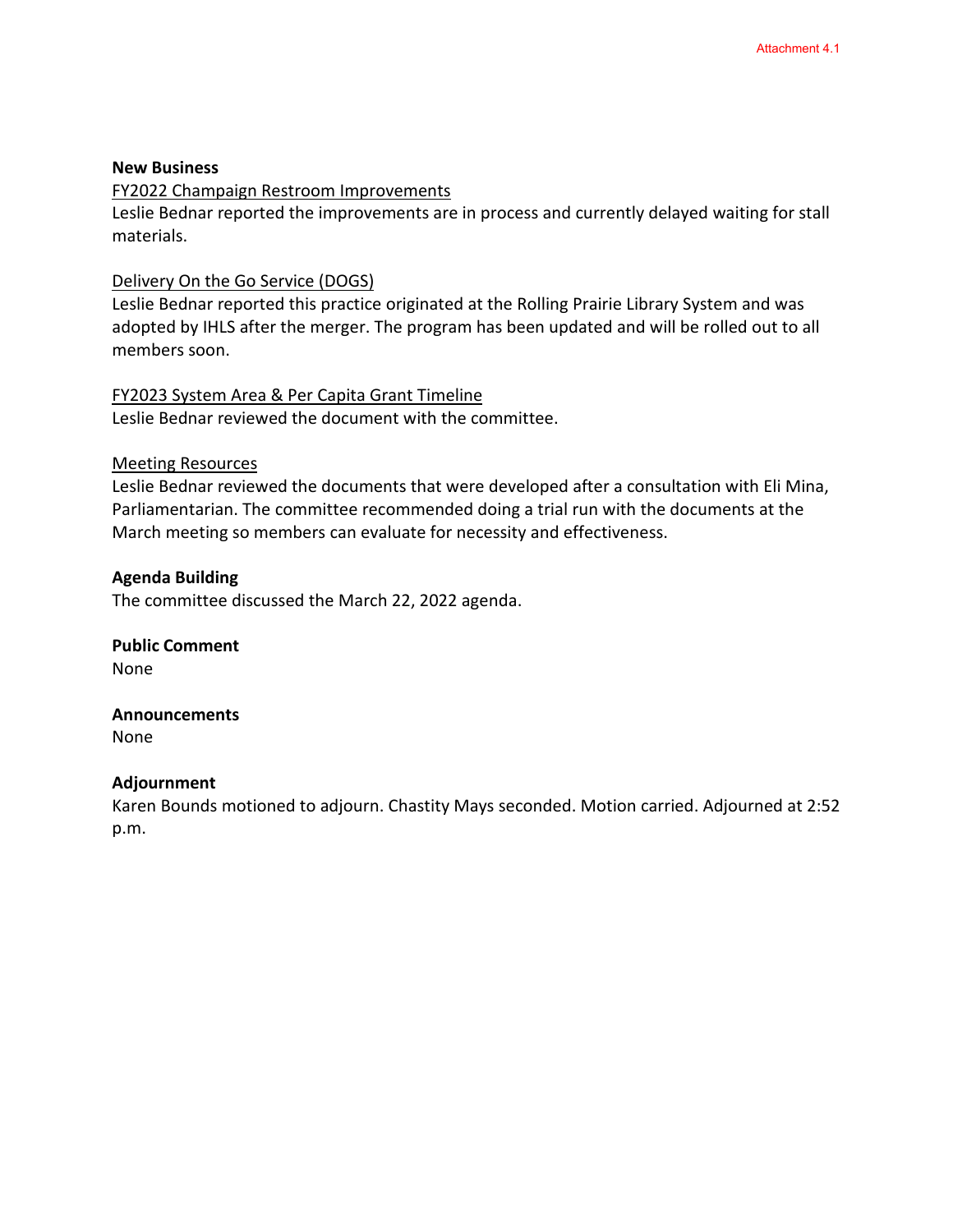Attachment 4.1

**New Business**

FY2022 Champaign Restroom Improvements

Leslie Bednar reported the improvements are in process and currently delayed waiting for stall materials.

Delivery On the Go Service (DOGS)

Leslie Bednar reported this practice originated at the Rolling Prairie Library System and was adopted by IHLS after the merger. The program has been updated and will be rolled out to all members soon.

FY2023 System Area & Per Capita Grant Timeline

Leslie Bednar reviewed the document with the committee.

Meeting Resources

Leslie Bednar reviewed the documents that were developed after a consultation with Eli Mina, Parliamentarian. The committee recommended doing a trial run with the documents at the March meeting so members can evaluate for necessity and effectiveness.

**Agenda Building**

The committee discussed the March 22, 2022 agenda.

**Public Comment**

None

**Announcements**

None

**Adjournment**

Karen Bounds motioned to adjourn. Chastity Mays seconded. Motion carried. Adjourned at 2:52 p.m.